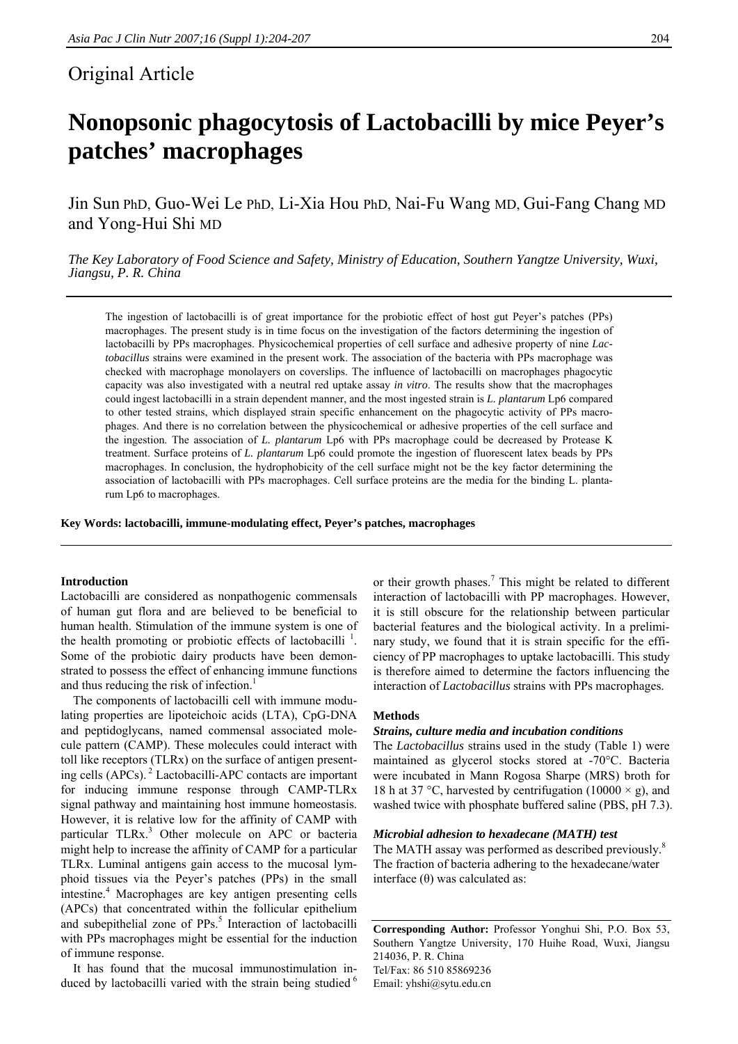## Original Article

# Nonopsonic phagocytosis of Lactobacilli by mice Peyer's patches' macrophages

Jin Sun PhD, Guo-Wei Le PhD, Li-Xia Hou PhD, Nai-Fu Wang MD, Gui-Fang Chang MD and Yong-Hui Shi MD

*The Key Laboratory of Food Science and Safety, Ministry of Education, Southern Yangtze University, Wuxi, Jiangsu, P. R. China*

---

The ingestion of lactobacilli is of great importance for the probiotic effect of host gut Peyer's patches (PPs) macrophages. The present study is in time focus on the investigation of the factors determining the ingestion of lactobacilli by PPs macrophages. Physicochemical properties of cell surface and adhesive property of nine *Lactobacillus* strains were examined in the present work. The association of the bacteria with PPs macrophage was checked with macrophage monolayers on coverslips. The influence of lactobacilli on macrophages phagocytic capacity was also investigated with a neutral red uptake assay *in vitro*. The results show that the macrophages could ingest lactobacilli in a strain dependent manner, and the most ingested strain is *L. plantarum* Lp6 compared to other tested strains, which displayed strain specific enhancement on the phagocytic activity of PPs macrophages. And there is no correlation between the physicochemical or adhesive properties of the cell surface and the ingestion. The association of *L. plantarum* Lp6 with PPs macrophage could be decreased by Protease K treatment. Surface proteins of *L. plantarum* Lp6 could promote the ingestion of fluorescent latex beads by PPs macrophages. In conclusion, the hydrophobicity of the cell surface might not be the key factor determining the association of lactobacilli with PPs macrophages. Cell surface proteins are the media for the binding L. plantarum Lp6 to macrophages.

**Key Words: lactobacilli, immune-modulating effect, Peyer's patches, macrophages**

---

#### Introduction

Lactobacilli are considered as nonpathogenic commensals of human gut flora and are believed to be beneficial to human health. Stimulation of the immune system is one of the health promoting or probiotic effects of lactobacilli [1]. Some of the probiotic dairy products have been demonstrated to possess the effect of enhancing immune functions and thus reducing the risk of infection.[1]

The components of lactobacilli cell with immune modulating properties are lipoteichoic acids (LTA), CpG-DNA and peptidoglycans, named commensal associated molecule pattern (CAMP). These molecules could interact with toll like receptors (TLRx) on the surface of antigen presenting cells (APCs).[2] Lactobacilli-APC contacts are important for inducing immune response through CAMP-TLRx signal pathway and maintaining host immune homeostasis. However, it is relative low for the affinity of CAMP with particular TLRx.[3] Other molecule on APC or bacteria might help to increase the affinity of CAMP for a particular TLRx. Luminal antigens gain access to the mucosal lymphoid tissues via the Peyer's patches (PPs) in the small intestine.[4] Macrophages are key antigen presenting cells (APCs) that concentrated within the follicular epithelium and subepithelial zone of PPs.[5] Interaction of lactobacilli with PPs macrophages might be essential for the induction of immune response.

It has found that the mucosal immunostimulation induced by lactobacilli varied with the strain being studied [6] or their growth phases.[7] This might be related to different interaction of lactobacilli with PP macrophages. However, it is still obscure for the relationship between particular bacterial features and the biological activity. In a preliminary study, we found that it is strain specific for the efficiency of PP macrophages to uptake lactobacilli. This study is therefore aimed to determine the factors influencing the interaction of *Lactobacillus* strains with PPs macrophages.

#### Methods

##### *Strains, culture media and incubation conditions*

The *Lactobacillus* strains used in the study (Table 1) were maintained as glycerol stocks stored at -70°C. Bacteria were incubated in Mann Rogosa Sharpe (MRS) broth for 18 h at 37 °C, harvested by centrifugation (10000 × g), and washed twice with phosphate buffered saline (PBS, pH 7.3).

##### *Microbial adhesion to hexadecane (MATH) test*

The MATH assay was performed as described previously.[8] The fraction of bacteria adhering to the hexadecane/water interface (θ) was calculated as:

---

**Corresponding Author:** Professor Yonghui Shi, P.O. Box 53, Southern Yangtze University, 170 Huihe Road, Wuxi, Jiangsu 214036, P. R. China
Tel/Fax: 86 510 85869236
Email: yhshi@sytu.edu.cn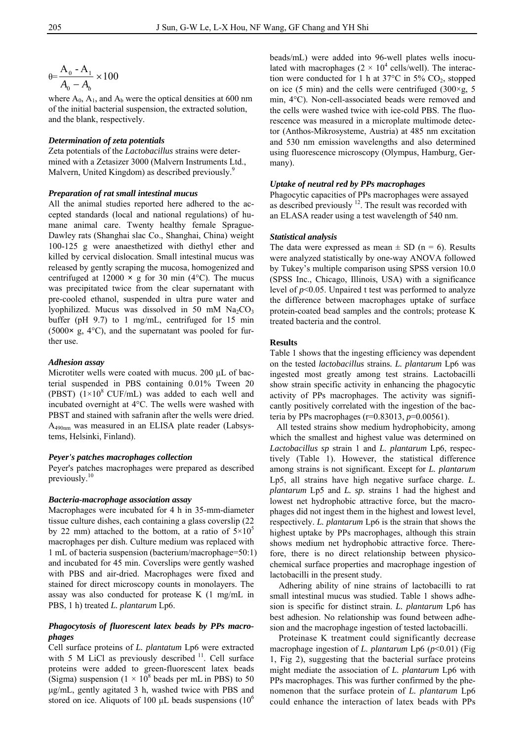$$\theta = \frac{A_0 - A_1}{A_0 - A_b} \times 100$$

where $A_0$, $A_1$, and $A_b$ were the optical densities at 600 nm of the initial bacterial suspension, the extracted solution, and the blank, respectively.

### *Determination of zeta potentials*

Zeta potentials of the *Lactobacillus* strains were determined with a Zetasizer 3000 (Malvern Instruments Ltd., Malvern, United Kingdom) as described previously.[9]

### *Preparation of rat small intestinal mucus*

All the animal studies reported here adhered to the accepted standards (local and national regulations) of humane animal care. Twenty healthy female Sprague-Dawley rats (Shanghai slac Co., Shanghai, China) weight 100-125 g were anaesthetized with diethyl ether and killed by cervical dislocation. Small intestinal mucus was released by gently scraping the mucosa, homogenized and centrifuged at 12000 × g for 30 min (4°C). The mucus was precipitated twice from the clear supernatant with pre-cooled ethanol, suspended in ultra pure water and lyophilized. Mucus was dissolved in 50 mM $Na_2CO_3$ buffer (pH 9.7) to 1 mg/mL, centrifuged for 15 min (5000× g, 4°C), and the supernatant was pooled for further use.

### *Adhesion assay*

Microtiter wells were coated with mucus. 200 µL of bacterial suspended in PBS containing 0.01% Tween 20 (PBST) ($1\times10^8$ CUF/mL) was added to each well and incubated overnight at 4°C. The wells were washed with PBST and stained with safranin after the wells were dried. $A_{490nm}$ was measured in an ELISA plate reader (Labsystems, Helsinki, Finland).

### *Peyer's patches macrophages collection*

Peyer's patches macrophages were prepared as described previously.[10]

### *Bacteria-macrophage association assay*

Macrophages were incubated for 4 h in 35-mm-diameter tissue culture dishes, each containing a glass coverslip (22 by 22 mm) attached to the bottom, at a ratio of $5\times10^5$ macrophages per dish. Culture medium was replaced with 1 mL of bacteria suspension (bacterium/macrophage=50:1) and incubated for 45 min. Coverslips were gently washed with PBS and air-dried. Macrophages were fixed and stained for direct microscopy counts in monolayers. The assay was also conducted for protease K (1 mg/mL in PBS, 1 h) treated *L. plantarum* Lp6.

### *Phagocytosis of fluorescent latex beads by PPs macrophages*

Cell surface proteins of *L. plantatum* Lp6 were extracted with 5 M LiCl as previously described [11]. Cell surface proteins were added to green-fluorescent latex beads (Sigma) suspension ($1 \times 10^8$ beads per mL in PBS) to 50 µg/mL, gently agitated 3 h, washed twice with PBS and stored on ice. Aliquots of 100 µL beads suspensions ($10^6$ beads/mL) were added into 96-well plates wells inoculated with macrophages ($2 \times 10^4$ cells/well). The interaction were conducted for 1 h at 37°C in 5% $CO_2$, stopped on ice (5 min) and the cells were centrifuged (300×g, 5 min, 4°C). Non-cell-associated beads were removed and the cells were washed twice with ice-cold PBS. The fluorescence was measured in a microplate multimode detector (Anthos-Mikrosysteme, Austria) at 485 nm excitation and 530 nm emission wavelengths and also determined using fluorescence microscopy (Olympus, Hamburg, Germany).

### *Uptake of neutral red by PPs macrophages*

Phagocytic capacities of PPs macrophages were assayed as described previously [12]. The result was recorded with an ELASA reader using a test wavelength of 540 nm.

### *Statistical analysis*

The data were expressed as mean ± SD (n = 6). Results were analyzed statistically by one-way ANOVA followed by Tukey's multiple comparison using SPSS version 10.0 (SPSS Inc., Chicago, Illinois, USA) with a significance level of $p<0.05$. Unpaired t test was performed to analyze the difference between macrophages uptake of surface protein-coated bead samples and the controls; protease K treated bacteria and the control.

## **Results**

Table 1 shows that the ingesting efficiency was dependent on the tested *lactobacillus* strains. *L. plantarum* Lp6 was ingested most greatly among test strains. Lactobacilli show strain specific activity in enhancing the phagocytic activity of PPs macrophages. The activity was significantly positively correlated with the ingestion of the bacteria by PPs macrophages (r=0.83013, $p$=0.00561).

All tested strains show medium hydrophobicity, among which the smallest and highest value was determined on *Lactobacillus sp* strain 1 and *L. plantarum* Lp6, respectively (Table 1). However, the statistical difference among strains is not significant. Except for *L. plantarum* Lp5, all strains have high negative surface charge. *L. plantarum* Lp5 and *L. sp.* strains 1 had the highest and lowest net hydrophobic attractive force, but the macrophages did not ingest them in the highest and lowest level, respectively. *L. plantarum* Lp6 is the strain that shows the highest uptake by PPs macrophages, although this strain shows medium net hydrophobic attractive force. Therefore, there is no direct relationship between physicochemical surface properties and macrophage ingestion of lactobacilli in the present study.

Adhering ability of nine strains of lactobacilli to rat small intestinal mucus was studied. Table 1 shows adhesion is specific for distinct strain. *L. plantarum* Lp6 has best adhesion. No relationship was found between adhesion and the macrophage ingestion of tested lactobacilli.

Proteinase K treatment could significantly decrease macrophage ingestion of *L. plantarum* Lp6 ($p<0.01$) (Fig 1, Fig 2), suggesting that the bacterial surface proteins might mediate the association of *L. plantarum* Lp6 with PPs macrophages. This was further confirmed by the phenomenon that the surface protein of *L. plantarum* Lp6 could enhance the interaction of latex beads with PPs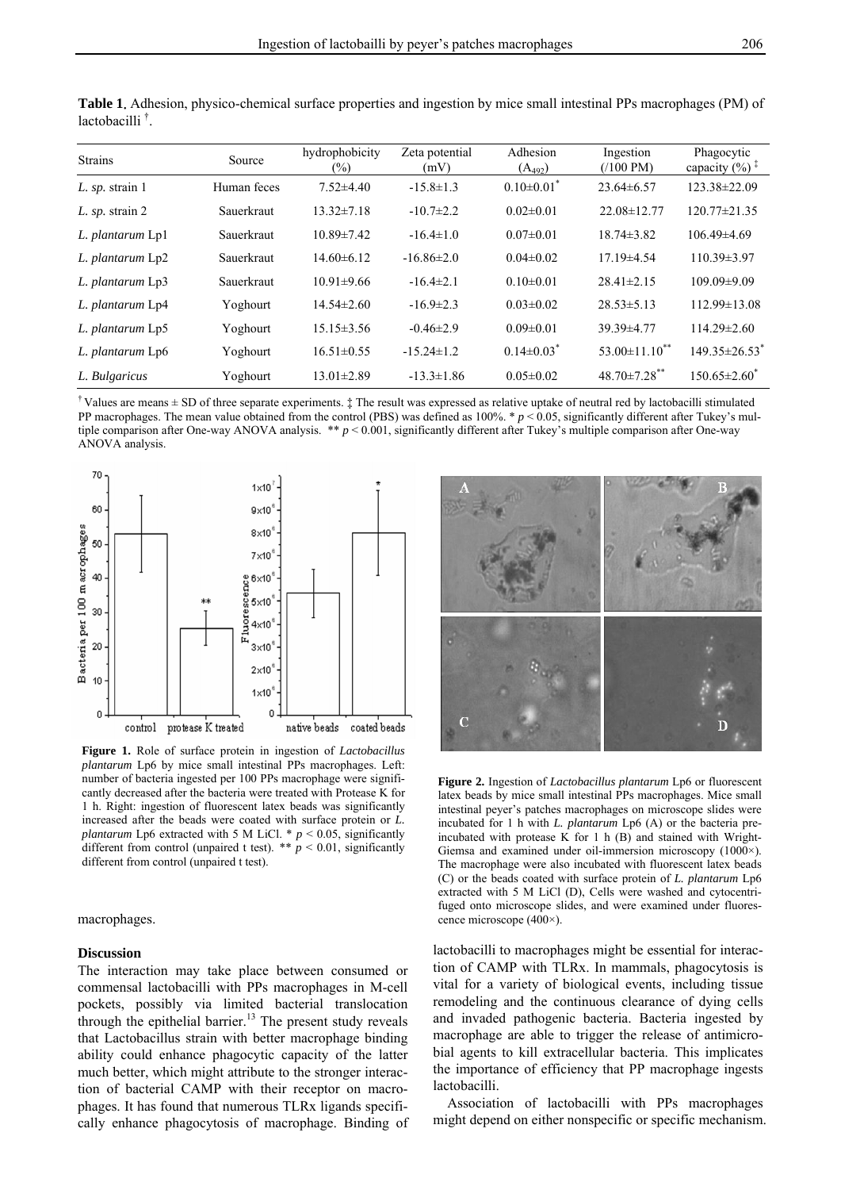**Table 1.** Adhesion, physico-chemical surface properties and ingestion by mice small intestinal PPs macrophages (PM) of lactobacilli †.

| Strains | Source | hydrophobicity (%) | Zeta potential (mV) | Adhesion ($A_{492}$) | Ingestion (/100 PM) | Phagocytic capacity (%) ‡ |
|---|---|---|---|---|---|---|
| *L. sp.* strain 1 | Human feces | 7.52±4.40 | -15.8±1.3 | 0.10±0.01* | 23.64±6.57 | 123.38±22.09 |
| *L. sp.* strain 2 | Sauerkraut | 13.32±7.18 | -10.7±2.2 | 0.02±0.01 | 22.08±12.77 | 120.77±21.35 |
| *L. plantarum* Lp1 | Sauerkraut | 10.89±7.42 | -16.4±1.0 | 0.07±0.01 | 18.74±3.82 | 106.49±4.69 |
| *L. plantarum* Lp2 | Sauerkraut | 14.60±6.12 | -16.86±2.0 | 0.04±0.02 | 17.19±4.54 | 110.39±3.97 |
| *L. plantarum* Lp3 | Sauerkraut | 10.91±9.66 | -16.4±2.1 | 0.10±0.01 | 28.41±2.15 | 109.09±9.09 |
| *L. plantarum* Lp4 | Yoghourt | 14.54±2.60 | -16.9±2.3 | 0.03±0.02 | 28.53±5.13 | 112.99±13.08 |
| *L. plantarum* Lp5 | Yoghourt | 15.15±3.56 | -0.46±2.9 | 0.09±0.01 | 39.39±4.77 | 114.29±2.60 |
| *L. plantarum* Lp6 | Yoghourt | 16.51±0.55 | -15.24±1.2 | 0.14±0.03* | 53.00±11.10** | 149.35±26.53* |
| *L. Bulgaricus* | Yoghourt | 13.01±2.89 | -13.3±1.86 | 0.05±0.02 | 48.70±7.28** | 150.65±2.60* |

† Values are means ± SD of three separate experiments. ‡ The result was expressed as relative uptake of neutral red by lactobacilli stimulated PP macrophages. The mean value obtained from the control (PBS) was defined as 100%. * $p < 0.05$, significantly different after Tukey's multiple comparison after One-way ANOVA analysis. ** $p < 0.001$, significantly different after Tukey's multiple comparison after One-way ANOVA analysis.

**Figure 1.** Role of surface protein in ingestion of *Lactobacillus plantarum* Lp6 by mice small intestinal PPs macrophages. Left: number of bacteria ingested per 100 PPs macrophage were significantly decreased after the bacteria were treated with Protease K for 1 h. Right: ingestion of fluorescent latex beads was significantly increased after the beads were coated with surface protein or *L. plantarum* Lp6 extracted with 5 M LiCl. * $p < 0.05$, significantly different from control (unpaired t test). ** $p < 0.01$, significantly different from control (unpaired t test).

**Figure 2.** Ingestion of *Lactobacillus plantarum* Lp6 or fluorescent latex beads by mice small intestinal PPs macrophages. Mice small intestinal peyer's patches macrophages on microscope slides were incubated for 1 h with *L. plantarum* Lp6 (A) or the bacteria preincubated with protease K for 1 h (B) and stained with Wright-Giemsa and examined under oil-immersion microscopy (1000×). The macrophage were also incubated with fluorescent latex beads (C) or the beads coated with surface protein of *L. plantarum* Lp6 extracted with 5 M LiCl (D), Cells were washed and cytocentrifuged onto microscope slides, and were examined under fluorescence microscope (400×).

macrophages.

## Discussion

The interaction may take place between consumed or commensal lactobacilli with PPs macrophages in M-cell pockets, possibly via limited bacterial translocation through the epithelial barrier.[13] The present study reveals that Lactobacillus strain with better macrophage binding ability could enhance phagocytic capacity of the latter much better, which might attribute to the stronger interaction of bacterial CAMP with their receptor on macrophages. It has found that numerous TLRx ligands specifically enhance phagocytosis of macrophage. Binding of lactobacilli to macrophages might be essential for interaction of CAMP with TLRx. In mammals, phagocytosis is vital for a variety of biological events, including tissue remodeling and the continuous clearance of dying cells and invaded pathogenic bacteria. Bacteria ingested by macrophage are able to trigger the release of antimicrobial agents to kill extracellular bacteria. This implicates the importance of efficiency that PP macrophage ingests lactobacilli.

Association of lactobacilli with PPs macrophages might depend on either nonspecific or specific mechanism.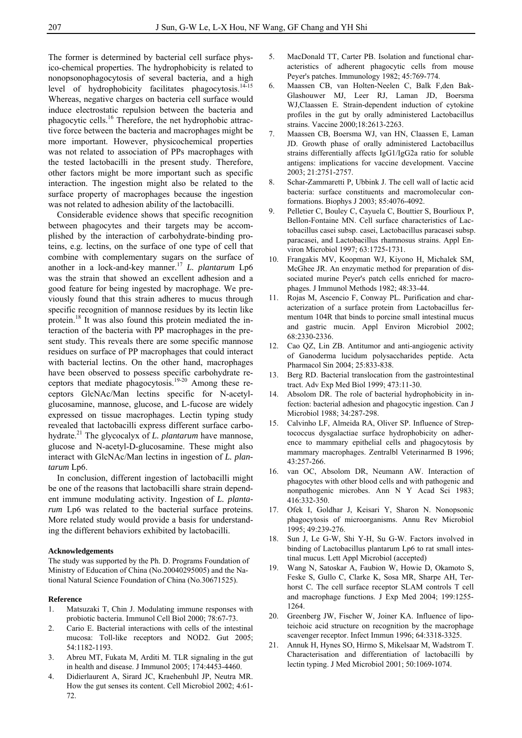The former is determined by bacterial cell surface physico-chemical properties. The hydrophobicity is related to nonopsonophagocytosis of several bacteria, and a high level of hydrophobicity facilitates phagocytosis.[14-15] Whereas, negative charges on bacteria cell surface would induce electrostatic repulsion between the bacteria and phagocytic cells.[16] Therefore, the net hydrophobic attractive force between the bacteria and macrophages might be more important. However, physicochemical properties was not related to association of PPs macrophages with the tested lactobacilli in the present study. Therefore, other factors might be more important such as specific interaction. The ingestion might also be related to the surface property of macrophages because the ingestion was not related to adhesion ability of the lactobacilli.

Considerable evidence shows that specific recognition between phagocytes and their targets may be accomplished by the interaction of carbohydrate-binding proteins, e.g. lectins, on the surface of one type of cell that combine with complementary sugars on the surface of another in a lock-and-key manner.[17] *L. plantarum* Lp6 was the strain that showed an excellent adhesion and a good feature for being ingested by macrophage. We previously found that this strain adheres to mucus through specific recognition of mannose residues by its lectin like protein.[18] It was also found this protein mediated the interaction of the bacteria with PP macrophages in the present study. This reveals there are some specific mannose residues on surface of PP macrophages that could interact with bacterial lectins. On the other hand, macrophages have been observed to possess specific carbohydrate receptors that mediate phagocytosis.[19-20] Among these receptors GlcNAc/Man lectins specific for N-acetyl-glucosamine, mannose, glucose, and L-fucose are widely expressed on tissue macrophages. Lectin typing study revealed that lactobacilli express different surface carbohydrate.[21] The glycocalyx of *L. plantarum* have mannose, glucose and N-acetyl-D-glucosamine. These might also interact with GlcNAc/Man lectins in ingestion of *L. plantarum* Lp6.

In conclusion, different ingestion of lactobacilli might be one of the reasons that lactobacilli share strain dependent immune modulating activity. Ingestion of *L. plantarum* Lp6 was related to the bacterial surface proteins. More related study would provide a basis for understanding the different behaviors exhibited by lactobacilli.

#### Acknowledgements

The study was supported by the Ph. D. Programs Foundation of Ministry of Education of China (No.20040295005) and the National Natural Science Foundation of China (No.30671525).

#### Reference

1. Matsuzaki T, Chin J. Modulating immune responses with probiotic bacteria. Immunol Cell Biol 2000; 78:67-73.
2. Cario E. Bacterial interactions with cells of the intestinal mucosa: Toll-like receptors and NOD2. Gut 2005; 54:1182-1193.
3. Abreu MT, Fukata M, Arditi M. TLR signaling in the gut in health and disease. J Immunol 2005; 174:4453-4460.
4. Didierlaurent A, Sirard JC, Kraehenbuhl JP, Neutra MR. How the gut senses its content. Cell Microbiol 2002; 4:61-72.
5. MacDonald TT, Carter PB. Isolation and functional characteristics of adherent phagocytic cells from mouse Peyer's patches. Immunology 1982; 45:769-774.
6. Maassen CB, van Holten-Neelen C, Balk F,den Bak-Glashouwer MJ, Leer RJ, Laman JD, Boersma WJ,Claassen E. Strain-dependent induction of cytokine profiles in the gut by orally administered Lactobacillus strains. Vaccine 2000;18:2613-2263.
7. Maassen CB, Boersma WJ, van HN, Claassen E, Laman JD. Growth phase of orally administered Lactobacillus strains differentially affects IgG1/IgG2a ratio for soluble antigens: implications for vaccine development. Vaccine 2003; 21:2751-2757.
8. Schar-Zammaretti P, Ubbink J. The cell wall of lactic acid bacteria: surface constituents and macromolecular conformations. Biophys J 2003; 85:4076-4092.
9. Pelletier C, Bouley C, Cayuela C, Bouttier S, Bourlioux P, Bellon-Fontaine MN. Cell surface characteristics of Lactobacillus casei subsp. casei, Lactobacillus paracasei subsp. paracasei, and Lactobacillus rhamnosus strains. Appl Environ Microbiol 1997; 63:1725-1731.
10. Frangakis MV, Koopman WJ, Kiyono H, Michalek SM, McGhee JR. An enzymatic method for preparation of dissociated murine Peyer's patch cells enriched for macrophages. J Immunol Methods 1982; 48:33-44.
11. Rojas M, Ascencio F, Conway PL. Purification and characterization of a surface protein from Lactobacillus fermentum 104R that binds to porcine small intestinal mucus and gastric mucin. Appl Environ Microbiol 2002; 68:2330-2336.
12. Cao QZ, Lin ZB. Antitumor and anti-angiogenic activity of Ganoderma lucidum polysaccharides peptide. Acta Pharmacol Sin 2004; 25:833-838.
13. Berg RD. Bacterial translocation from the gastrointestinal tract. Adv Exp Med Biol 1999; 473:11-30.
14. Absolom DR. The role of bacterial hydrophobicity in infection: bacterial adhesion and phagocytic ingestion. Can J Microbiol 1988; 34:287-298.
15. Calvinho LF, Almeida RA, Oliver SP. Influence of Streptococcus dysgalactiae surface hydrophobicity on adherence to mammary epithelial cells and phagocytosis by mammary macrophages. Zentralbl Veterinarmed B 1996; 43:257-266.
16. van OC, Absolom DR, Neumann AW. Interaction of phagocytes with other blood cells and with pathogenic and nonpathogenic microbes. Ann N Y Acad Sci 1983; 416:332-350.
17. Ofek I, Goldhar J, Keisari Y, Sharon N. Nonopsonic phagocytosis of microorganisms. Annu Rev Microbiol 1995; 49:239-276.
18. Sun J, Le G-W, Shi Y-H, Su G-W. Factors involved in binding of Lactobacillus plantarum Lp6 to rat small intestinal mucus. Lett Appl Microbiol (accepted)
19. Wang N, Satoskar A, Faubion W, Howie D, Okamoto S, Feske S, Gullo C, Clarke K, Sosa MR, Sharpe AH, Terhorst C. The cell surface receptor SLAM controls T cell and macrophage functions. J Exp Med 2004; 199:1255-1264.
20. Greenberg JW, Fischer W, Joiner KA. Influence of lipoteichoic acid structure on recognition by the macrophage scavenger receptor. Infect Immun 1996; 64:3318-3325.
21. Annuk H, Hynes SO, Hirmo S, Mikelsaar M, Wadstrom T. Characterisation and differentiation of lactobacilli by lectin typing. J Med Microbiol 2001; 50:1069-1074.